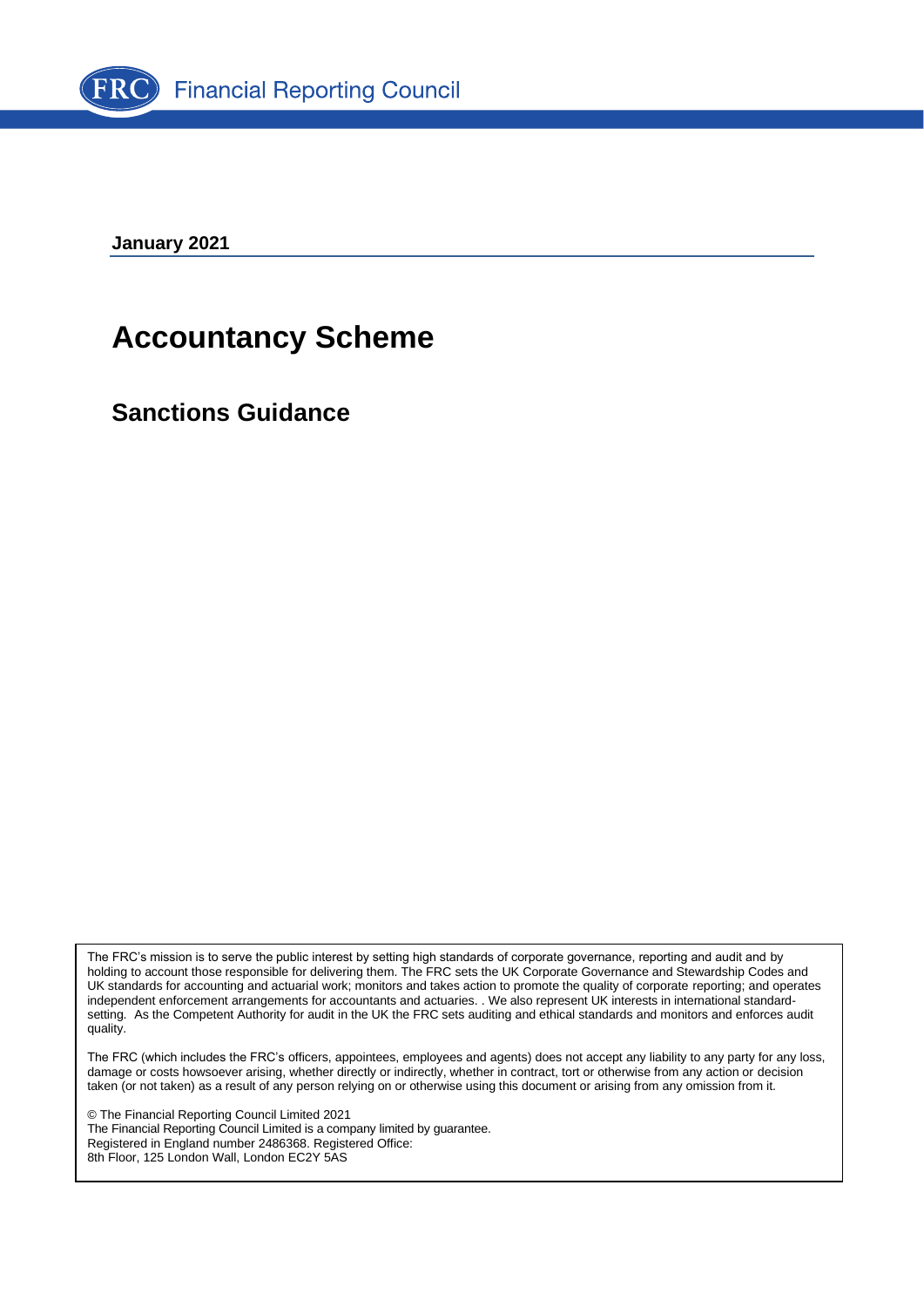Financial Reporting Council

**January 2021**

# Accountancy Scheme

## Sanctions Guidance

The FRC's mission is to serve the public interest by setting high standards of corporate governance, reporting and audit and by holding to account those responsible for delivering them. The FRC sets the UK Corporate Governance and Stewardship Codes and UK standards for accounting and actuarial work; monitors and takes action to promote the quality of corporate reporting; and operates independent enforcement arrangements for accountants and actuaries. . We also represent UK interests in international standard-setting. As the Competent Authority for audit in the UK the FRC sets auditing and ethical standards and monitors and enforces audit quality.

The FRC (which includes the FRC's officers, appointees, employees and agents) does not accept any liability to any party for any loss, damage or costs howsoever arising, whether directly or indirectly, whether in contract, tort or otherwise from any action or decision taken (or not taken) as a result of any person relying on or otherwise using this document or arising from any omission from it.

© The Financial Reporting Council Limited 2021
The Financial Reporting Council Limited is a company limited by guarantee.
Registered in England number 2486368. Registered Office:
8th Floor, 125 London Wall, London EC2Y 5AS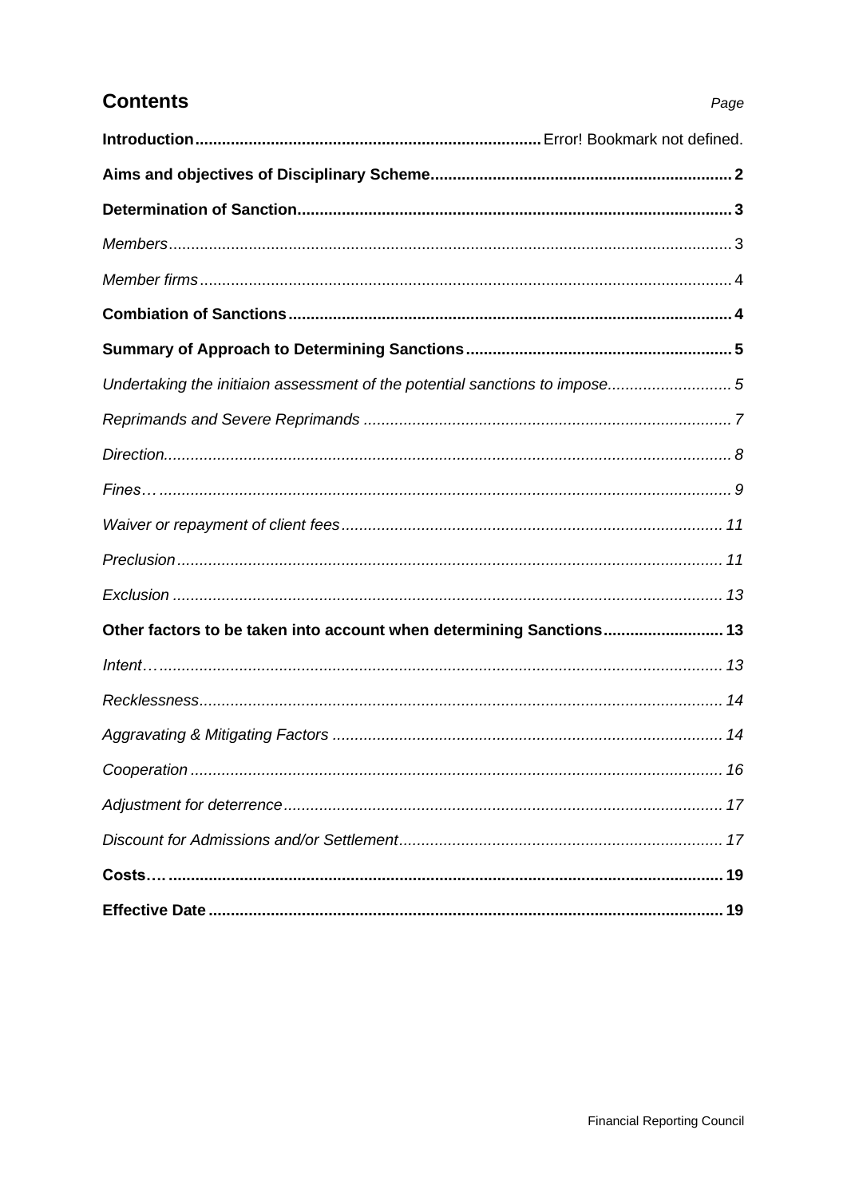## Contents

*Page*

**Introduction** ........ Error! Bookmark not defined.

**Aims and objectives of Disciplinary Scheme** ........ 2

**Determination of Sanction** ........ 3

*Members* ........ 3

*Member firms* ........ 4

**Combiation of Sanctions** ........ 4

**Summary of Approach to Determining Sanctions** ........ 5

*Undertaking the initiaion assessment of the potential sanctions to impose* ........ 5

*Reprimands and Severe Reprimands* ........ 7

*Direction* ........ 8

*Fines…* ........ 9

*Waiver or repayment of client fees* ........ 11

*Preclusion* ........ 11

*Exclusion* ........ 13

**Other factors to be taken into account when determining Sanctions** ........ 13

*Intent…* ........ 13

*Recklessness* ........ 14

*Aggravating & Mitigating Factors* ........ 14

*Cooperation* ........ 16

*Adjustment for deterrence* ........ 17

*Discount for Admissions and/or Settlement* ........ 17

**Costs…** ........ 19

**Effective Date** ........ 19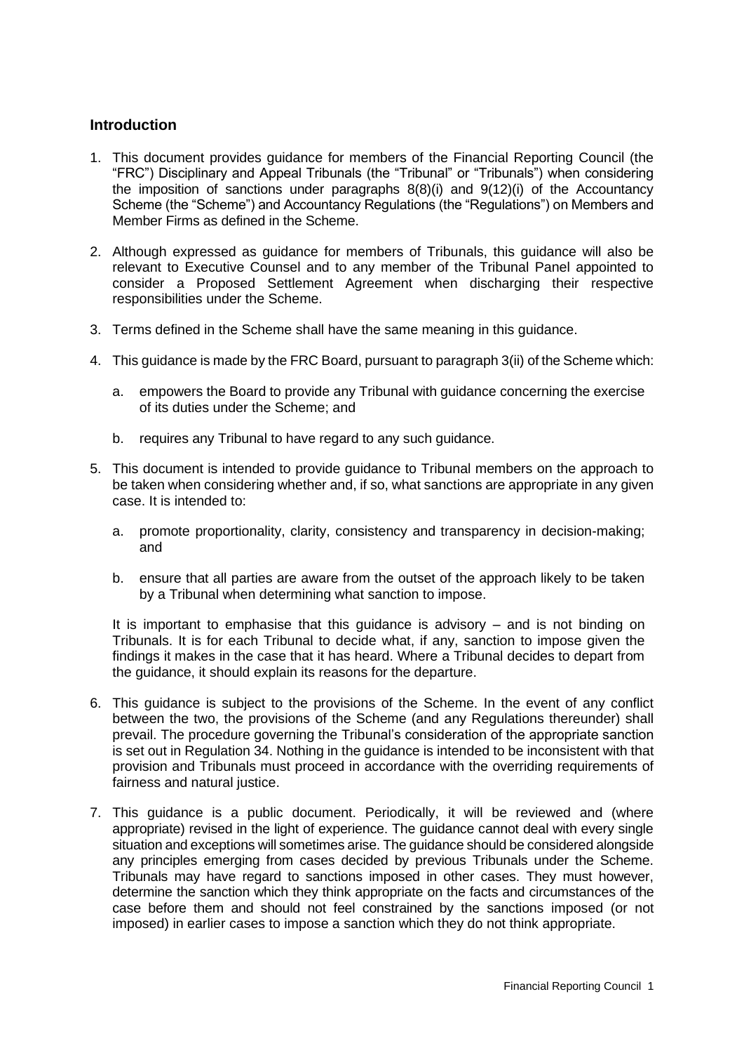## Introduction

1. This document provides guidance for members of the Financial Reporting Council (the "FRC") Disciplinary and Appeal Tribunals (the "Tribunal" or "Tribunals") when considering the imposition of sanctions under paragraphs 8(8)(i) and 9(12)(i) of the Accountancy Scheme (the "Scheme") and Accountancy Regulations (the "Regulations") on Members and Member Firms as defined in the Scheme.

2. Although expressed as guidance for members of Tribunals, this guidance will also be relevant to Executive Counsel and to any member of the Tribunal Panel appointed to consider a Proposed Settlement Agreement when discharging their respective responsibilities under the Scheme.

3. Terms defined in the Scheme shall have the same meaning in this guidance.

4. This guidance is made by the FRC Board, pursuant to paragraph 3(ii) of the Scheme which:

   a. empowers the Board to provide any Tribunal with guidance concerning the exercise of its duties under the Scheme; and

   b. requires any Tribunal to have regard to any such guidance.

5. This document is intended to provide guidance to Tribunal members on the approach to be taken when considering whether and, if so, what sanctions are appropriate in any given case. It is intended to:

   a. promote proportionality, clarity, consistency and transparency in decision-making; and

   b. ensure that all parties are aware from the outset of the approach likely to be taken by a Tribunal when determining what sanction to impose.

   It is important to emphasise that this guidance is advisory – and is not binding on Tribunals. It is for each Tribunal to decide what, if any, sanction to impose given the findings it makes in the case that it has heard. Where a Tribunal decides to depart from the guidance, it should explain its reasons for the departure.

6. This guidance is subject to the provisions of the Scheme. In the event of any conflict between the two, the provisions of the Scheme (and any Regulations thereunder) shall prevail. The procedure governing the Tribunal's consideration of the appropriate sanction is set out in Regulation 34. Nothing in the guidance is intended to be inconsistent with that provision and Tribunals must proceed in accordance with the overriding requirements of fairness and natural justice.

7. This guidance is a public document. Periodically, it will be reviewed and (where appropriate) revised in the light of experience. The guidance cannot deal with every single situation and exceptions will sometimes arise. The guidance should be considered alongside any principles emerging from cases decided by previous Tribunals under the Scheme. Tribunals may have regard to sanctions imposed in other cases. They must however, determine the sanction which they think appropriate on the facts and circumstances of the case before them and should not feel constrained by the sanctions imposed (or not imposed) in earlier cases to impose a sanction which they do not think appropriate.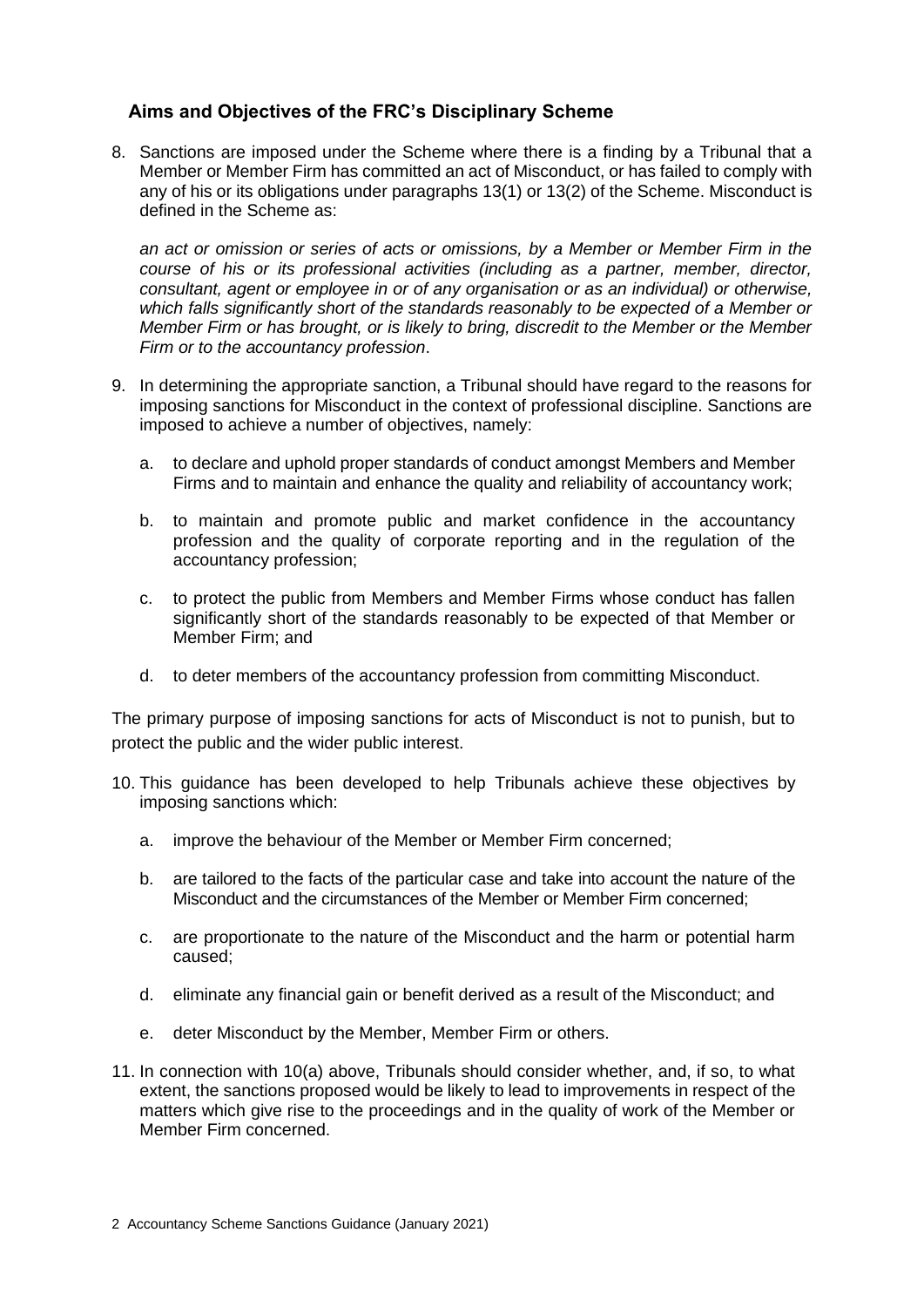## Aims and Objectives of the FRC's Disciplinary Scheme

8. Sanctions are imposed under the Scheme where there is a finding by a Tribunal that a Member or Member Firm has committed an act of Misconduct, or has failed to comply with any of his or its obligations under paragraphs 13(1) or 13(2) of the Scheme. Misconduct is defined in the Scheme as:

   *an act or omission or series of acts or omissions, by a Member or Member Firm in the course of his or its professional activities (including as a partner, member, director, consultant, agent or employee in or of any organisation or as an individual) or otherwise, which falls significantly short of the standards reasonably to be expected of a Member or Member Firm or has brought, or is likely to bring, discredit to the Member or the Member Firm or to the accountancy profession*.

9. In determining the appropriate sanction, a Tribunal should have regard to the reasons for imposing sanctions for Misconduct in the context of professional discipline. Sanctions are imposed to achieve a number of objectives, namely:

   a. to declare and uphold proper standards of conduct amongst Members and Member Firms and to maintain and enhance the quality and reliability of accountancy work;

   b. to maintain and promote public and market confidence in the accountancy profession and the quality of corporate reporting and in the regulation of the accountancy profession;

   c. to protect the public from Members and Member Firms whose conduct has fallen significantly short of the standards reasonably to be expected of that Member or Member Firm; and

   d. to deter members of the accountancy profession from committing Misconduct.

The primary purpose of imposing sanctions for acts of Misconduct is not to punish, but to protect the public and the wider public interest.

10. This guidance has been developed to help Tribunals achieve these objectives by imposing sanctions which:

    a. improve the behaviour of the Member or Member Firm concerned;

    b. are tailored to the facts of the particular case and take into account the nature of the Misconduct and the circumstances of the Member or Member Firm concerned;

    c. are proportionate to the nature of the Misconduct and the harm or potential harm caused;

    d. eliminate any financial gain or benefit derived as a result of the Misconduct; and

    e. deter Misconduct by the Member, Member Firm or others.

11. In connection with 10(a) above, Tribunals should consider whether, and, if so, to what extent, the sanctions proposed would be likely to lead to improvements in respect of the matters which give rise to the proceedings and in the quality of work of the Member or Member Firm concerned.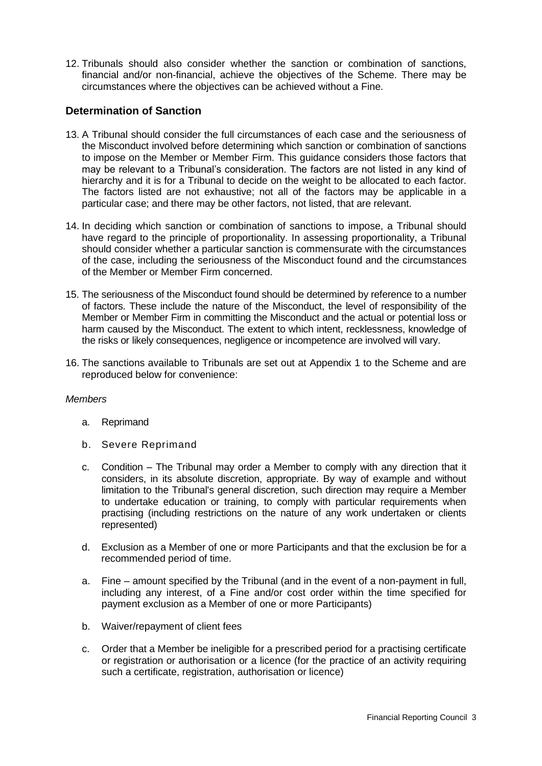12. Tribunals should also consider whether the sanction or combination of sanctions, financial and/or non-financial, achieve the objectives of the Scheme. There may be circumstances where the objectives can be achieved without a Fine.

## Determination of Sanction

13. A Tribunal should consider the full circumstances of each case and the seriousness of the Misconduct involved before determining which sanction or combination of sanctions to impose on the Member or Member Firm. This guidance considers those factors that may be relevant to a Tribunal's consideration. The factors are not listed in any kind of hierarchy and it is for a Tribunal to decide on the weight to be allocated to each factor. The factors listed are not exhaustive; not all of the factors may be applicable in a particular case; and there may be other factors, not listed, that are relevant.

14. In deciding which sanction or combination of sanctions to impose, a Tribunal should have regard to the principle of proportionality. In assessing proportionality, a Tribunal should consider whether a particular sanction is commensurate with the circumstances of the case, including the seriousness of the Misconduct found and the circumstances of the Member or Member Firm concerned.

15. The seriousness of the Misconduct found should be determined by reference to a number of factors. These include the nature of the Misconduct, the level of responsibility of the Member or Member Firm in committing the Misconduct and the actual or potential loss or harm caused by the Misconduct. The extent to which intent, recklessness, knowledge of the risks or likely consequences, negligence or incompetence are involved will vary.

16. The sanctions available to Tribunals are set out at Appendix 1 to the Scheme and are reproduced below for convenience:

*Members*

a. Reprimand

b. Severe Reprimand

c. Condition – The Tribunal may order a Member to comply with any direction that it considers, in its absolute discretion, appropriate. By way of example and without limitation to the Tribunal's general discretion, such direction may require a Member to undertake education or training, to comply with particular requirements when practising (including restrictions on the nature of any work undertaken or clients represented)

d. Exclusion as a Member of one or more Participants and that the exclusion be for a recommended period of time.

a. Fine – amount specified by the Tribunal (and in the event of a non-payment in full, including any interest, of a Fine and/or cost order within the time specified for payment exclusion as a Member of one or more Participants)

b. Waiver/repayment of client fees

c. Order that a Member be ineligible for a prescribed period for a practising certificate or registration or authorisation or a licence (for the practice of an activity requiring such a certificate, registration, authorisation or licence)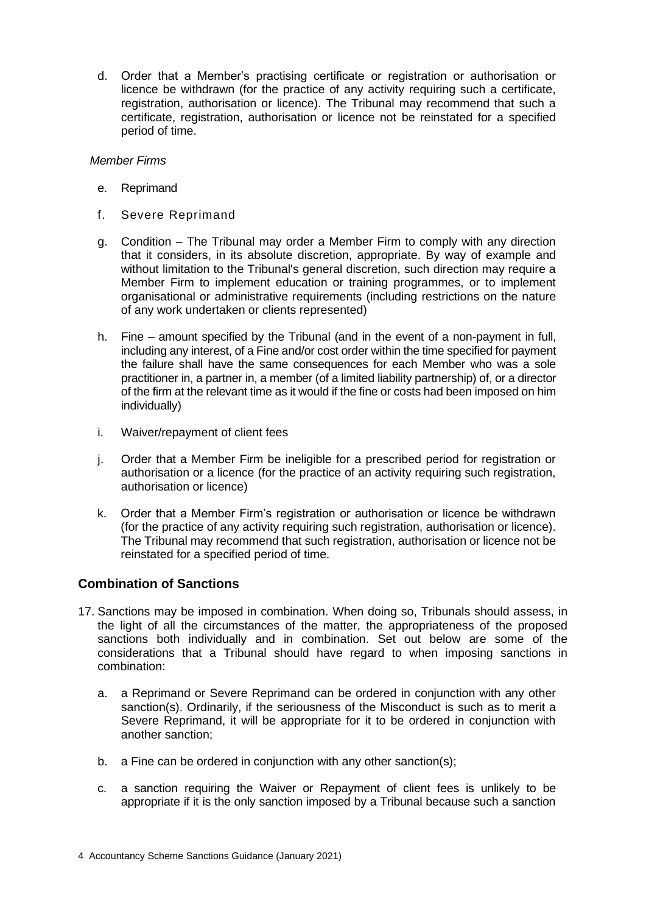d. Order that a Member's practising certificate or registration or authorisation or licence be withdrawn (for the practice of any activity requiring such a certificate, registration, authorisation or licence). The Tribunal may recommend that such a certificate, registration, authorisation or licence not be reinstated for a specified period of time.

*Member Firms*

e. Reprimand

f. Severe Reprimand

g. Condition – The Tribunal may order a Member Firm to comply with any direction that it considers, in its absolute discretion, appropriate. By way of example and without limitation to the Tribunal's general discretion, such direction may require a Member Firm to implement education or training programmes, or to implement organisational or administrative requirements (including restrictions on the nature of any work undertaken or clients represented)

h. Fine – amount specified by the Tribunal (and in the event of a non-payment in full, including any interest, of a Fine and/or cost order within the time specified for payment the failure shall have the same consequences for each Member who was a sole practitioner in, a partner in, a member (of a limited liability partnership) of, or a director of the firm at the relevant time as it would if the fine or costs had been imposed on him individually)

i. Waiver/repayment of client fees

j. Order that a Member Firm be ineligible for a prescribed period for registration or authorisation or a licence (for the practice of an activity requiring such registration, authorisation or licence)

k. Order that a Member Firm's registration or authorisation or licence be withdrawn (for the practice of any activity requiring such registration, authorisation or licence). The Tribunal may recommend that such registration, authorisation or licence not be reinstated for a specified period of time.

## Combination of Sanctions

17. Sanctions may be imposed in combination. When doing so, Tribunals should assess, in the light of all the circumstances of the matter, the appropriateness of the proposed sanctions both individually and in combination. Set out below are some of the considerations that a Tribunal should have regard to when imposing sanctions in combination:

   a. a Reprimand or Severe Reprimand can be ordered in conjunction with any other sanction(s). Ordinarily, if the seriousness of the Misconduct is such as to merit a Severe Reprimand, it will be appropriate for it to be ordered in conjunction with another sanction;

   b. a Fine can be ordered in conjunction with any other sanction(s);

   c. a sanction requiring the Waiver or Repayment of client fees is unlikely to be appropriate if it is the only sanction imposed by a Tribunal because such a sanction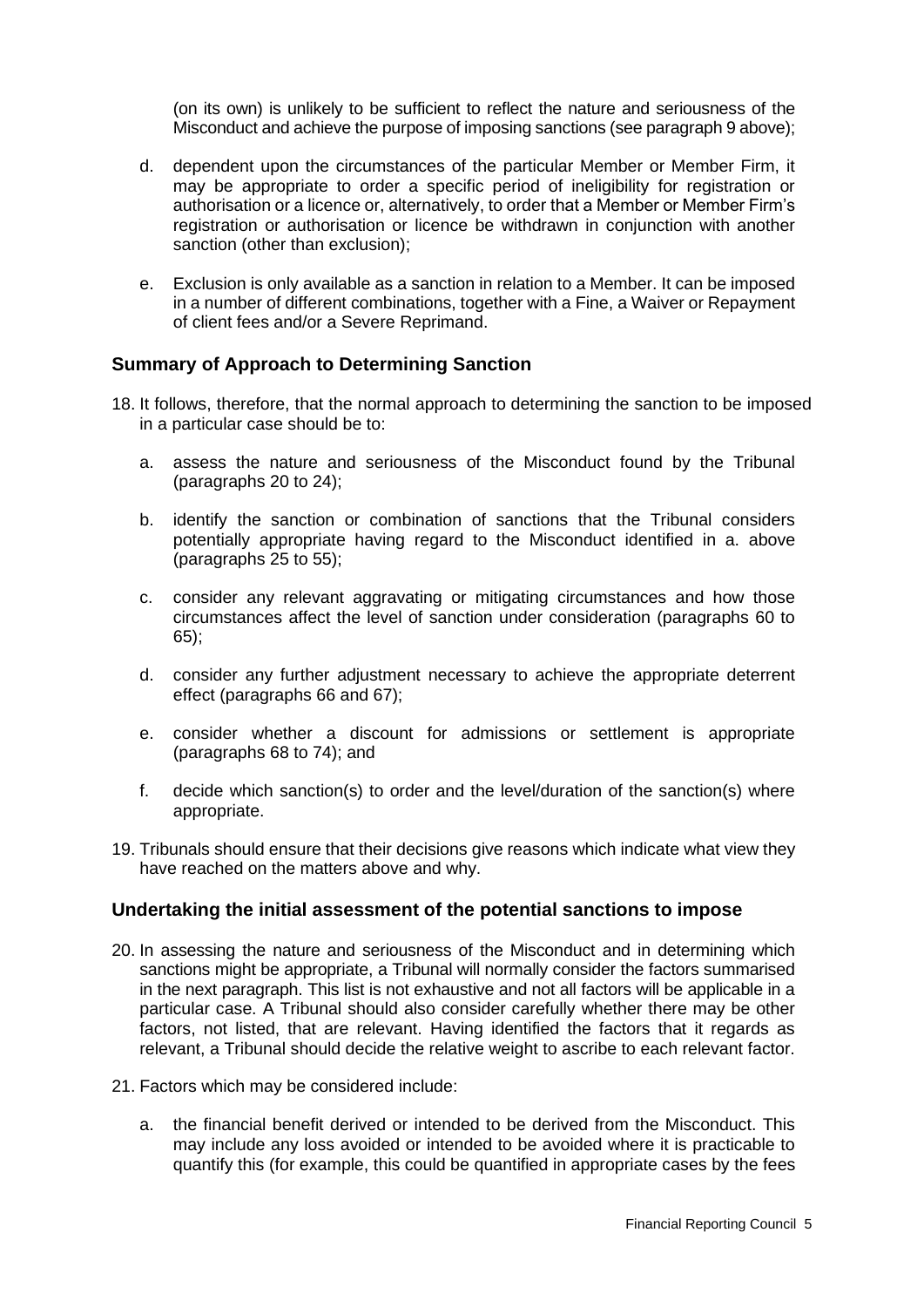(on its own) is unlikely to be sufficient to reflect the nature and seriousness of the Misconduct and achieve the purpose of imposing sanctions (see paragraph 9 above);

d. dependent upon the circumstances of the particular Member or Member Firm, it may be appropriate to order a specific period of ineligibility for registration or authorisation or a licence or, alternatively, to order that a Member or Member Firm's registration or authorisation or licence be withdrawn in conjunction with another sanction (other than exclusion);

e. Exclusion is only available as a sanction in relation to a Member. It can be imposed in a number of different combinations, together with a Fine, a Waiver or Repayment of client fees and/or a Severe Reprimand.

## Summary of Approach to Determining Sanction

18. It follows, therefore, that the normal approach to determining the sanction to be imposed in a particular case should be to:

    a. assess the nature and seriousness of the Misconduct found by the Tribunal (paragraphs 20 to 24);

    b. identify the sanction or combination of sanctions that the Tribunal considers potentially appropriate having regard to the Misconduct identified in a. above (paragraphs 25 to 55);

    c. consider any relevant aggravating or mitigating circumstances and how those circumstances affect the level of sanction under consideration (paragraphs 60 to 65);

    d. consider any further adjustment necessary to achieve the appropriate deterrent effect (paragraphs 66 and 67);

    e. consider whether a discount for admissions or settlement is appropriate (paragraphs 68 to 74); and

    f. decide which sanction(s) to order and the level/duration of the sanction(s) where appropriate.

19. Tribunals should ensure that their decisions give reasons which indicate what view they have reached on the matters above and why.

## Undertaking the initial assessment of the potential sanctions to impose

20. In assessing the nature and seriousness of the Misconduct and in determining which sanctions might be appropriate, a Tribunal will normally consider the factors summarised in the next paragraph. This list is not exhaustive and not all factors will be applicable in a particular case. A Tribunal should also consider carefully whether there may be other factors, not listed, that are relevant. Having identified the factors that it regards as relevant, a Tribunal should decide the relative weight to ascribe to each relevant factor.

21. Factors which may be considered include:

    a. the financial benefit derived or intended to be derived from the Misconduct. This may include any loss avoided or intended to be avoided where it is practicable to quantify this (for example, this could be quantified in appropriate cases by the fees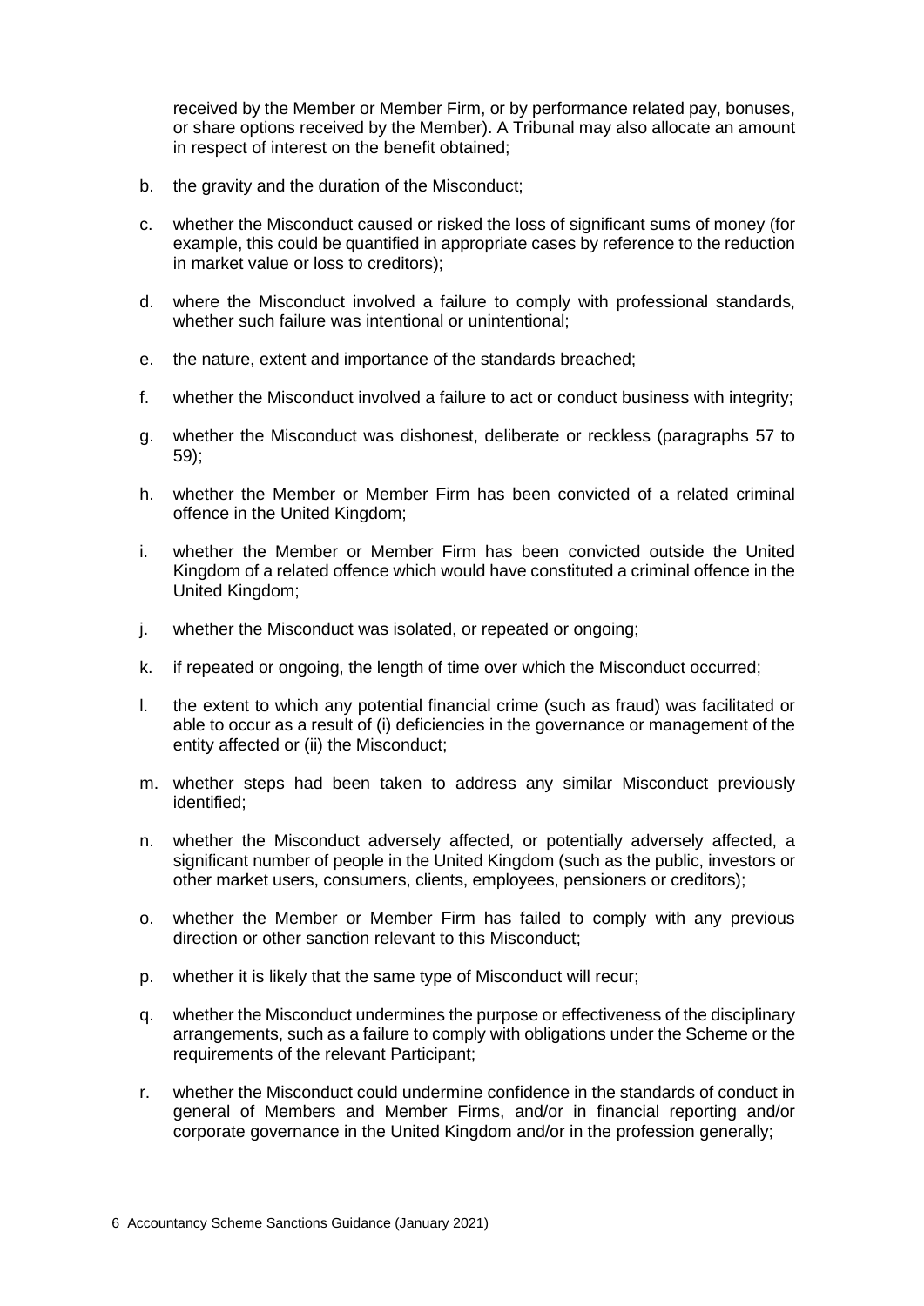received by the Member or Member Firm, or by performance related pay, bonuses, or share options received by the Member). A Tribunal may also allocate an amount in respect of interest on the benefit obtained;

b. the gravity and the duration of the Misconduct;

c. whether the Misconduct caused or risked the loss of significant sums of money (for example, this could be quantified in appropriate cases by reference to the reduction in market value or loss to creditors);

d. where the Misconduct involved a failure to comply with professional standards, whether such failure was intentional or unintentional;

e. the nature, extent and importance of the standards breached;

f. whether the Misconduct involved a failure to act or conduct business with integrity;

g. whether the Misconduct was dishonest, deliberate or reckless (paragraphs 57 to 59);

h. whether the Member or Member Firm has been convicted of a related criminal offence in the United Kingdom;

i. whether the Member or Member Firm has been convicted outside the United Kingdom of a related offence which would have constituted a criminal offence in the United Kingdom;

j. whether the Misconduct was isolated, or repeated or ongoing;

k. if repeated or ongoing, the length of time over which the Misconduct occurred;

l. the extent to which any potential financial crime (such as fraud) was facilitated or able to occur as a result of (i) deficiencies in the governance or management of the entity affected or (ii) the Misconduct;

m. whether steps had been taken to address any similar Misconduct previously identified;

n. whether the Misconduct adversely affected, or potentially adversely affected, a significant number of people in the United Kingdom (such as the public, investors or other market users, consumers, clients, employees, pensioners or creditors);

o. whether the Member or Member Firm has failed to comply with any previous direction or other sanction relevant to this Misconduct;

p. whether it is likely that the same type of Misconduct will recur;

q. whether the Misconduct undermines the purpose or effectiveness of the disciplinary arrangements, such as a failure to comply with obligations under the Scheme or the requirements of the relevant Participant;

r. whether the Misconduct could undermine confidence in the standards of conduct in general of Members and Member Firms, and/or in financial reporting and/or corporate governance in the United Kingdom and/or in the profession generally;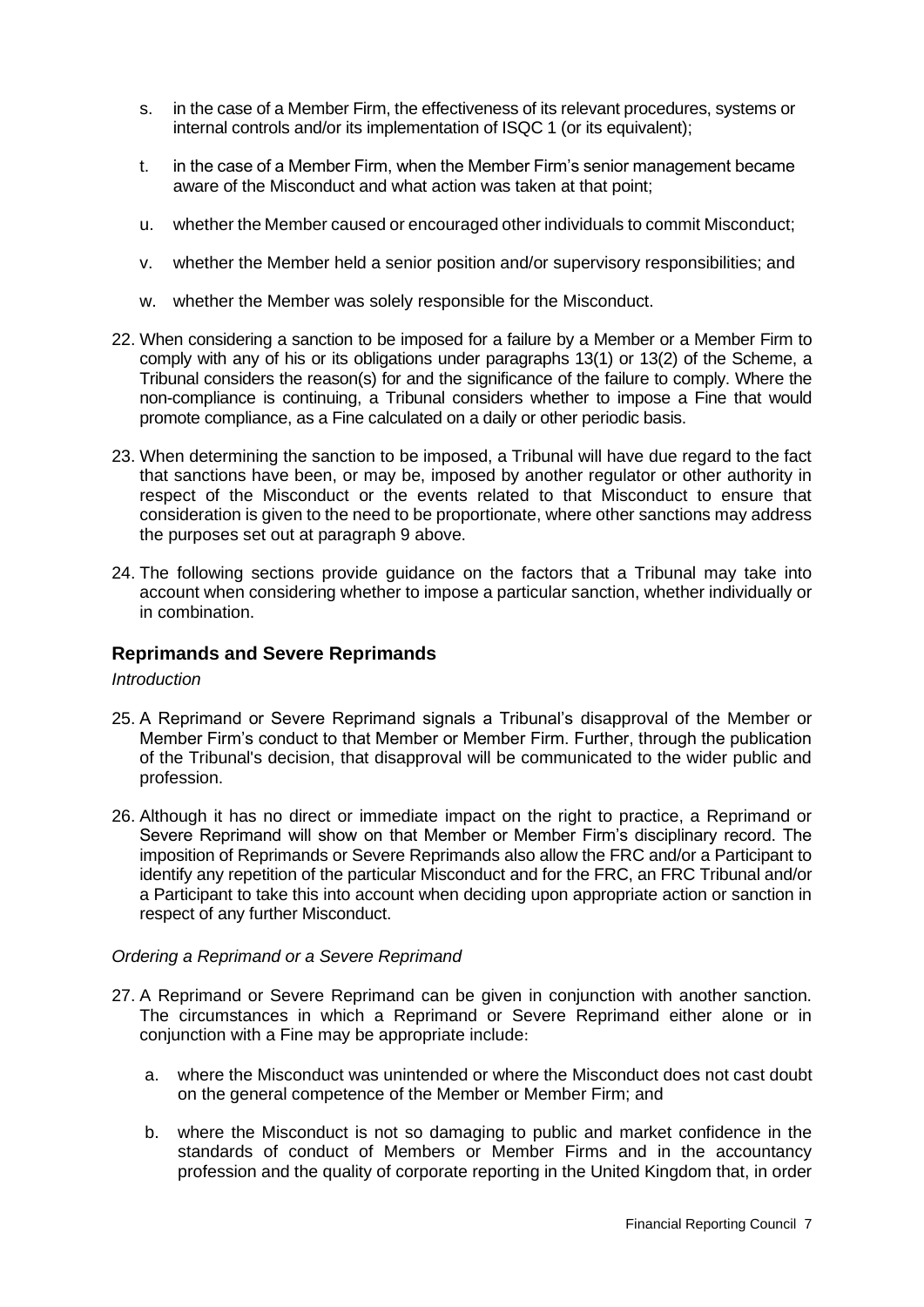s. in the case of a Member Firm, the effectiveness of its relevant procedures, systems or internal controls and/or its implementation of ISQC 1 (or its equivalent);

t. in the case of a Member Firm, when the Member Firm's senior management became aware of the Misconduct and what action was taken at that point;

u. whether the Member caused or encouraged other individuals to commit Misconduct;

v. whether the Member held a senior position and/or supervisory responsibilities; and

w. whether the Member was solely responsible for the Misconduct.

22. When considering a sanction to be imposed for a failure by a Member or a Member Firm to comply with any of his or its obligations under paragraphs 13(1) or 13(2) of the Scheme, a Tribunal considers the reason(s) for and the significance of the failure to comply. Where the non-compliance is continuing, a Tribunal considers whether to impose a Fine that would promote compliance, as a Fine calculated on a daily or other periodic basis.

23. When determining the sanction to be imposed, a Tribunal will have due regard to the fact that sanctions have been, or may be, imposed by another regulator or other authority in respect of the Misconduct or the events related to that Misconduct to ensure that consideration is given to the need to be proportionate, where other sanctions may address the purposes set out at paragraph 9 above.

24. The following sections provide guidance on the factors that a Tribunal may take into account when considering whether to impose a particular sanction, whether individually or in combination.

## Reprimands and Severe Reprimands

*Introduction*

25. A Reprimand or Severe Reprimand signals a Tribunal's disapproval of the Member or Member Firm's conduct to that Member or Member Firm. Further, through the publication of the Tribunal's decision, that disapproval will be communicated to the wider public and profession.

26. Although it has no direct or immediate impact on the right to practice, a Reprimand or Severe Reprimand will show on that Member or Member Firm's disciplinary record. The imposition of Reprimands or Severe Reprimands also allow the FRC and/or a Participant to identify any repetition of the particular Misconduct and for the FRC, an FRC Tribunal and/or a Participant to take this into account when deciding upon appropriate action or sanction in respect of any further Misconduct.

*Ordering a Reprimand or a Severe Reprimand*

27. A Reprimand or Severe Reprimand can be given in conjunction with another sanction. The circumstances in which a Reprimand or Severe Reprimand either alone or in conjunction with a Fine may be appropriate include:

a. where the Misconduct was unintended or where the Misconduct does not cast doubt on the general competence of the Member or Member Firm; and

b. where the Misconduct is not so damaging to public and market confidence in the standards of conduct of Members or Member Firms and in the accountancy profession and the quality of corporate reporting in the United Kingdom that, in order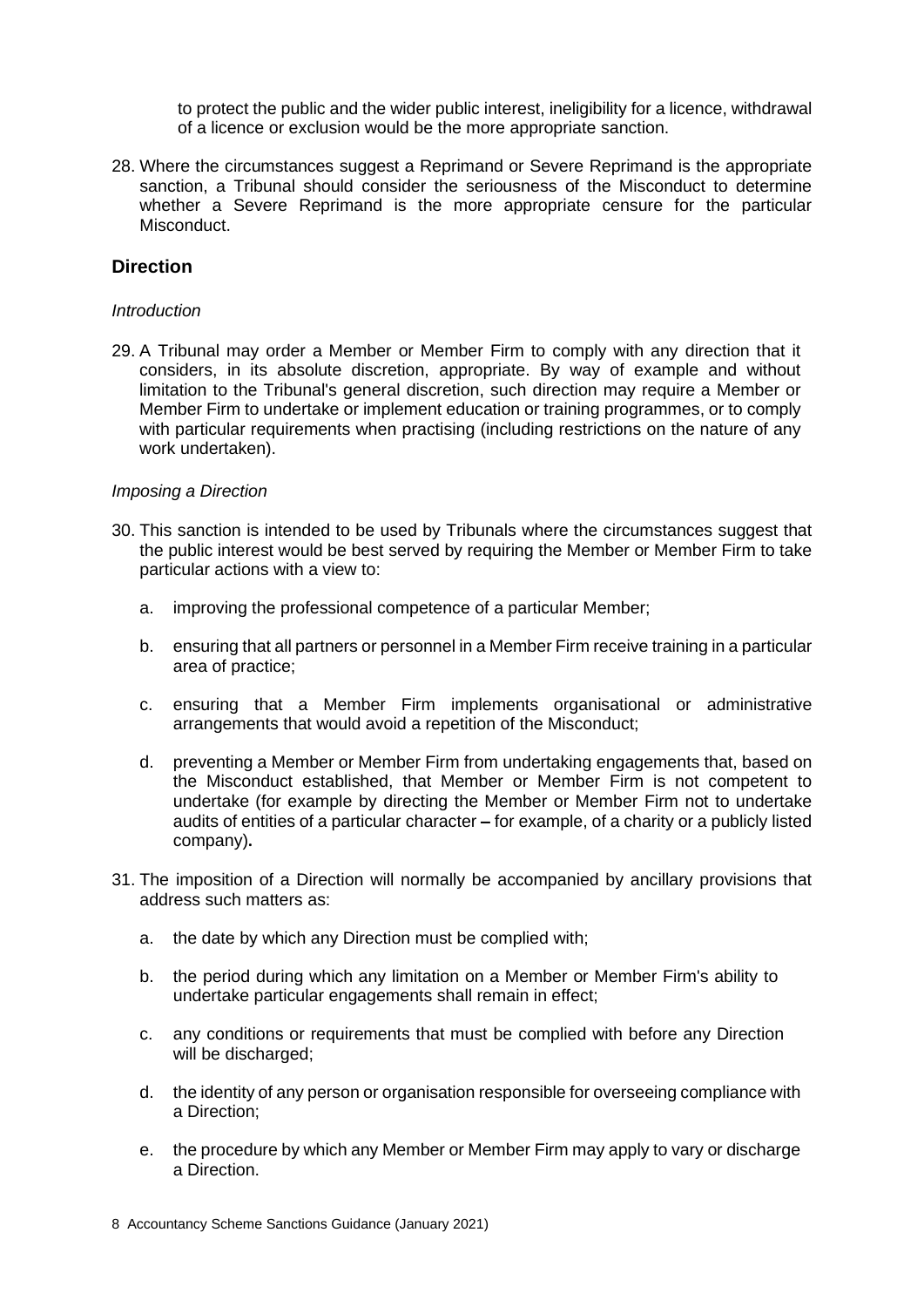to protect the public and the wider public interest, ineligibility for a licence, withdrawal of a licence or exclusion would be the more appropriate sanction.

28. Where the circumstances suggest a Reprimand or Severe Reprimand is the appropriate sanction, a Tribunal should consider the seriousness of the Misconduct to determine whether a Severe Reprimand is the more appropriate censure for the particular Misconduct.

## Direction

*Introduction*

29. A Tribunal may order a Member or Member Firm to comply with any direction that it considers, in its absolute discretion, appropriate. By way of example and without limitation to the Tribunal's general discretion, such direction may require a Member or Member Firm to undertake or implement education or training programmes, or to comply with particular requirements when practising (including restrictions on the nature of any work undertaken).

*Imposing a Direction*

30. This sanction is intended to be used by Tribunals where the circumstances suggest that the public interest would be best served by requiring the Member or Member Firm to take particular actions with a view to:

    a. improving the professional competence of a particular Member;

    b. ensuring that all partners or personnel in a Member Firm receive training in a particular area of practice;

    c. ensuring that a Member Firm implements organisational or administrative arrangements that would avoid a repetition of the Misconduct;

    d. preventing a Member or Member Firm from undertaking engagements that, based on the Misconduct established, that Member or Member Firm is not competent to undertake (for example by directing the Member or Member Firm not to undertake audits of entities of a particular character **–** for example, of a charity or a publicly listed company)**.**

31. The imposition of a Direction will normally be accompanied by ancillary provisions that address such matters as:

    a. the date by which any Direction must be complied with;

    b. the period during which any limitation on a Member or Member Firm's ability to undertake particular engagements shall remain in effect;

    c. any conditions or requirements that must be complied with before any Direction will be discharged;

    d. the identity of any person or organisation responsible for overseeing compliance with a Direction;

    e. the procedure by which any Member or Member Firm may apply to vary or discharge a Direction.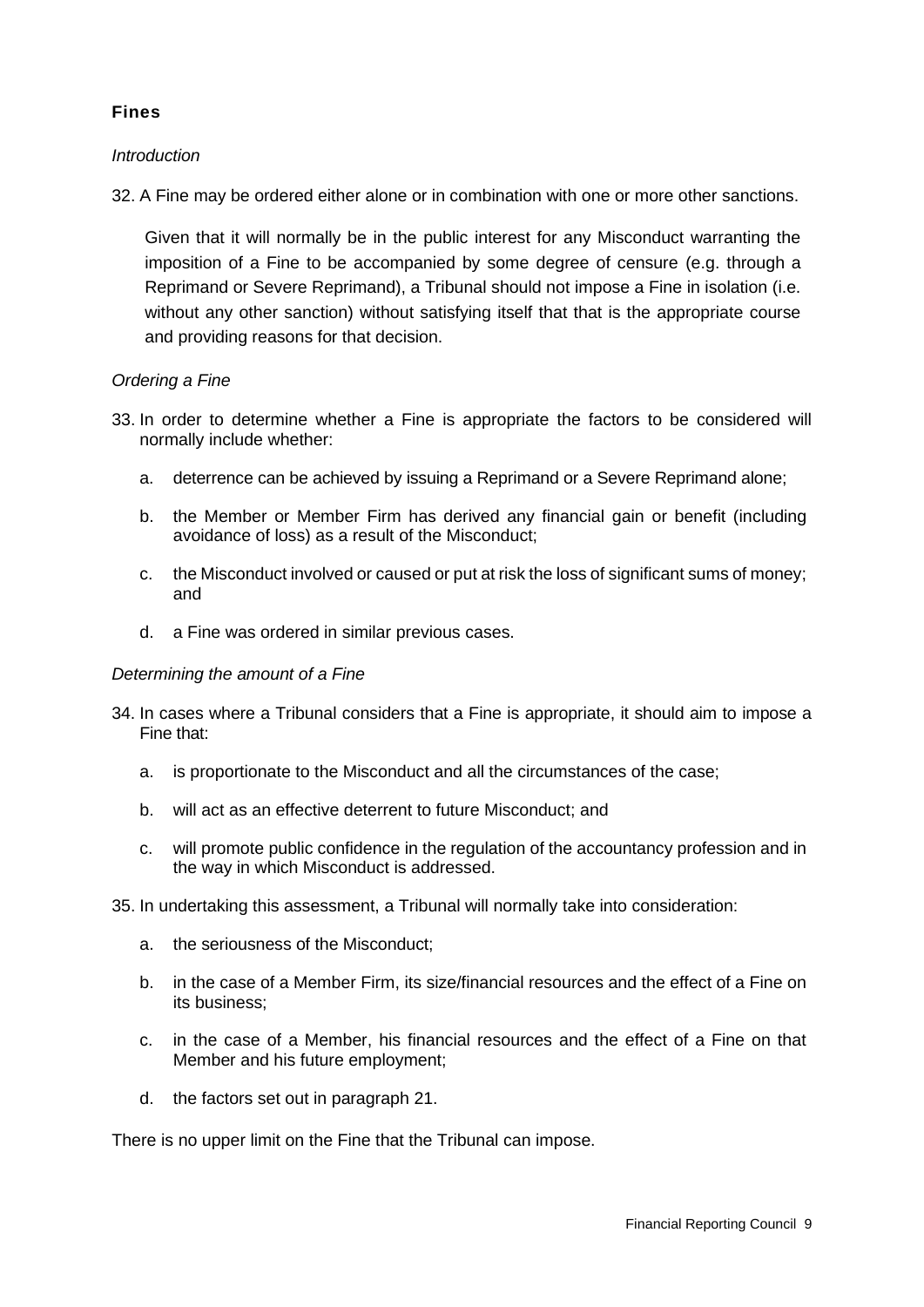## Fines

*Introduction*

32. A Fine may be ordered either alone or in combination with one or more other sanctions.

    Given that it will normally be in the public interest for any Misconduct warranting the imposition of a Fine to be accompanied by some degree of censure (e.g. through a Reprimand or Severe Reprimand), a Tribunal should not impose a Fine in isolation (i.e. without any other sanction) without satisfying itself that that is the appropriate course and providing reasons for that decision.

*Ordering a Fine*

33. In order to determine whether a Fine is appropriate the factors to be considered will normally include whether:

    a. deterrence can be achieved by issuing a Reprimand or a Severe Reprimand alone;

    b. the Member or Member Firm has derived any financial gain or benefit (including avoidance of loss) as a result of the Misconduct;

    c. the Misconduct involved or caused or put at risk the loss of significant sums of money; and

    d. a Fine was ordered in similar previous cases.

*Determining the amount of a Fine*

34. In cases where a Tribunal considers that a Fine is appropriate, it should aim to impose a Fine that:

    a. is proportionate to the Misconduct and all the circumstances of the case;

    b. will act as an effective deterrent to future Misconduct; and

    c. will promote public confidence in the regulation of the accountancy profession and in the way in which Misconduct is addressed.

35. In undertaking this assessment, a Tribunal will normally take into consideration:

    a. the seriousness of the Misconduct;

    b. in the case of a Member Firm, its size/financial resources and the effect of a Fine on its business;

    c. in the case of a Member, his financial resources and the effect of a Fine on that Member and his future employment;

    d. the factors set out in paragraph 21.

There is no upper limit on the Fine that the Tribunal can impose.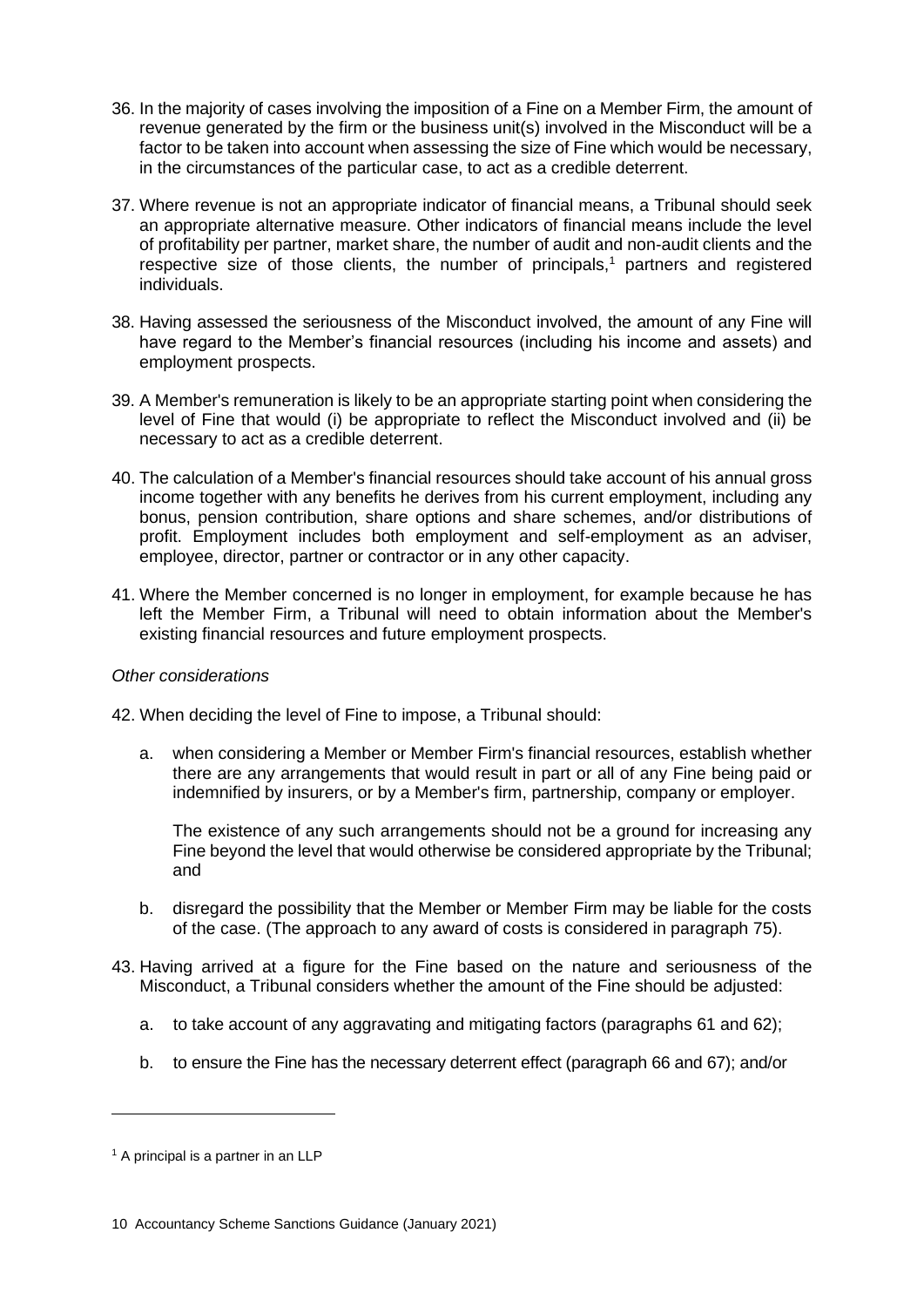36. In the majority of cases involving the imposition of a Fine on a Member Firm, the amount of revenue generated by the firm or the business unit(s) involved in the Misconduct will be a factor to be taken into account when assessing the size of Fine which would be necessary, in the circumstances of the particular case, to act as a credible deterrent.

37. Where revenue is not an appropriate indicator of financial means, a Tribunal should seek an appropriate alternative measure. Other indicators of financial means include the level of profitability per partner, market share, the number of audit and non-audit clients and the respective size of those clients, the number of principals,[1] partners and registered individuals.

38. Having assessed the seriousness of the Misconduct involved, the amount of any Fine will have regard to the Member's financial resources (including his income and assets) and employment prospects.

39. A Member's remuneration is likely to be an appropriate starting point when considering the level of Fine that would (i) be appropriate to reflect the Misconduct involved and (ii) be necessary to act as a credible deterrent.

40. The calculation of a Member's financial resources should take account of his annual gross income together with any benefits he derives from his current employment, including any bonus, pension contribution, share options and share schemes, and/or distributions of profit. Employment includes both employment and self-employment as an adviser, employee, director, partner or contractor or in any other capacity.

41. Where the Member concerned is no longer in employment, for example because he has left the Member Firm, a Tribunal will need to obtain information about the Member's existing financial resources and future employment prospects.

*Other considerations*

42. When deciding the level of Fine to impose, a Tribunal should:

    a. when considering a Member or Member Firm's financial resources, establish whether there are any arrangements that would result in part or all of any Fine being paid or indemnified by insurers, or by a Member's firm, partnership, company or employer.

       The existence of any such arrangements should not be a ground for increasing any Fine beyond the level that would otherwise be considered appropriate by the Tribunal; and

    b. disregard the possibility that the Member or Member Firm may be liable for the costs of the case. (The approach to any award of costs is considered in paragraph 75).

43. Having arrived at a figure for the Fine based on the nature and seriousness of the Misconduct, a Tribunal considers whether the amount of the Fine should be adjusted:

    a. to take account of any aggravating and mitigating factors (paragraphs 61 and 62);

    b. to ensure the Fine has the necessary deterrent effect (paragraph 66 and 67); and/or

[1] A principal is a partner in an LLP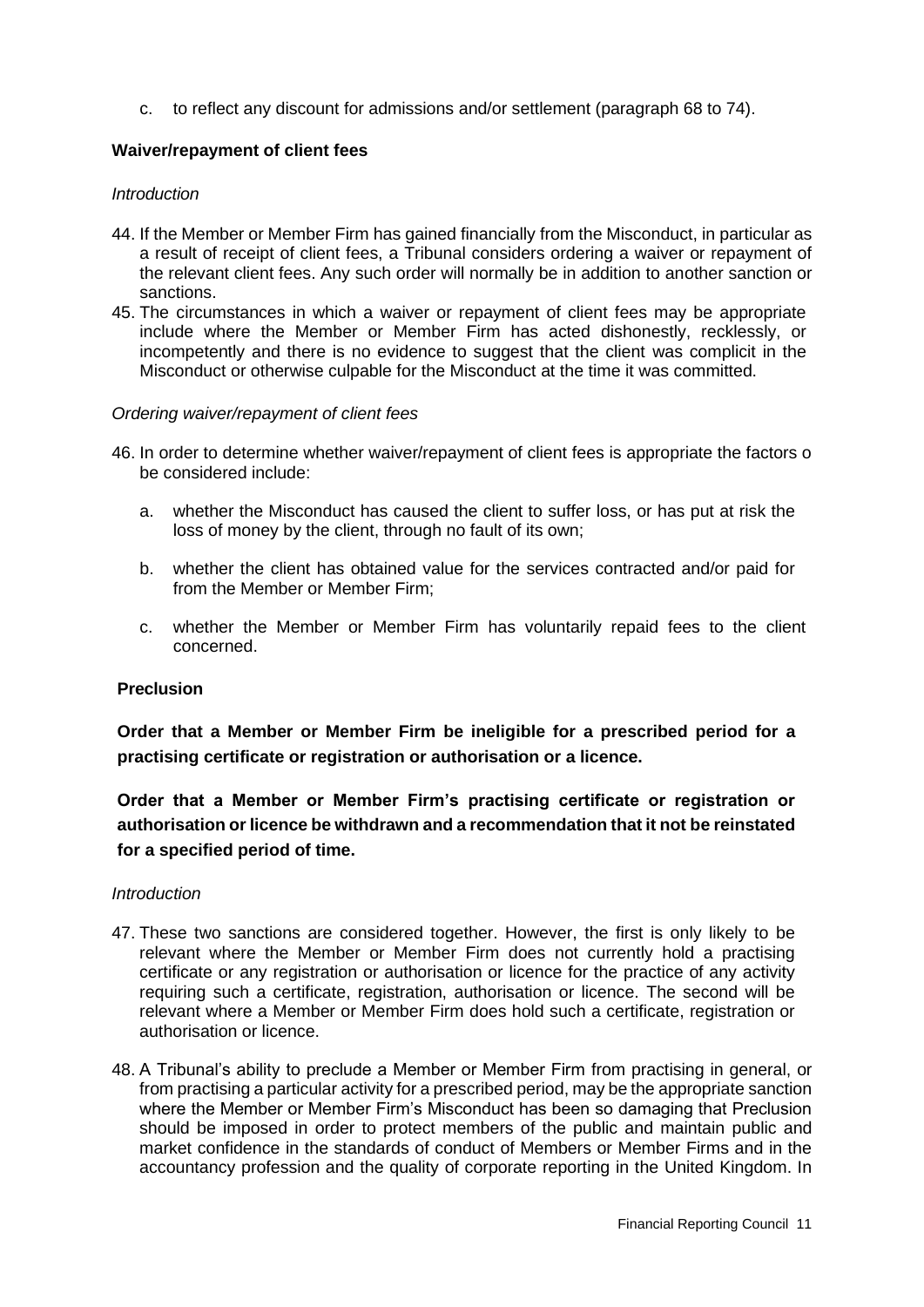c. to reflect any discount for admissions and/or settlement (paragraph 68 to 74).

**Waiver/repayment of client fees**

*Introduction*

44. If the Member or Member Firm has gained financially from the Misconduct, in particular as a result of receipt of client fees, a Tribunal considers ordering a waiver or repayment of the relevant client fees. Any such order will normally be in addition to another sanction or sanctions.
45. The circumstances in which a waiver or repayment of client fees may be appropriate include where the Member or Member Firm has acted dishonestly, recklessly, or incompetently and there is no evidence to suggest that the client was complicit in the Misconduct or otherwise culpable for the Misconduct at the time it was committed.

*Ordering waiver/repayment of client fees*

46. In order to determine whether waiver/repayment of client fees is appropriate the factors o be considered include:

    a. whether the Misconduct has caused the client to suffer loss, or has put at risk the loss of money by the client, through no fault of its own;

    b. whether the client has obtained value for the services contracted and/or paid for from the Member or Member Firm;

    c. whether the Member or Member Firm has voluntarily repaid fees to the client concerned.

**Preclusion**

**Order that a Member or Member Firm be ineligible for a prescribed period for a practising certificate or registration or authorisation or a licence.**

**Order that a Member or Member Firm's practising certificate or registration or authorisation or licence be withdrawn and a recommendation that it not be reinstated for a specified period of time.**

*Introduction*

47. These two sanctions are considered together. However, the first is only likely to be relevant where the Member or Member Firm does not currently hold a practising certificate or any registration or authorisation or licence for the practice of any activity requiring such a certificate, registration, authorisation or licence. The second will be relevant where a Member or Member Firm does hold such a certificate, registration or authorisation or licence.

48. A Tribunal's ability to preclude a Member or Member Firm from practising in general, or from practising a particular activity for a prescribed period, may be the appropriate sanction where the Member or Member Firm's Misconduct has been so damaging that Preclusion should be imposed in order to protect members of the public and maintain public and market confidence in the standards of conduct of Members or Member Firms and in the accountancy profession and the quality of corporate reporting in the United Kingdom. In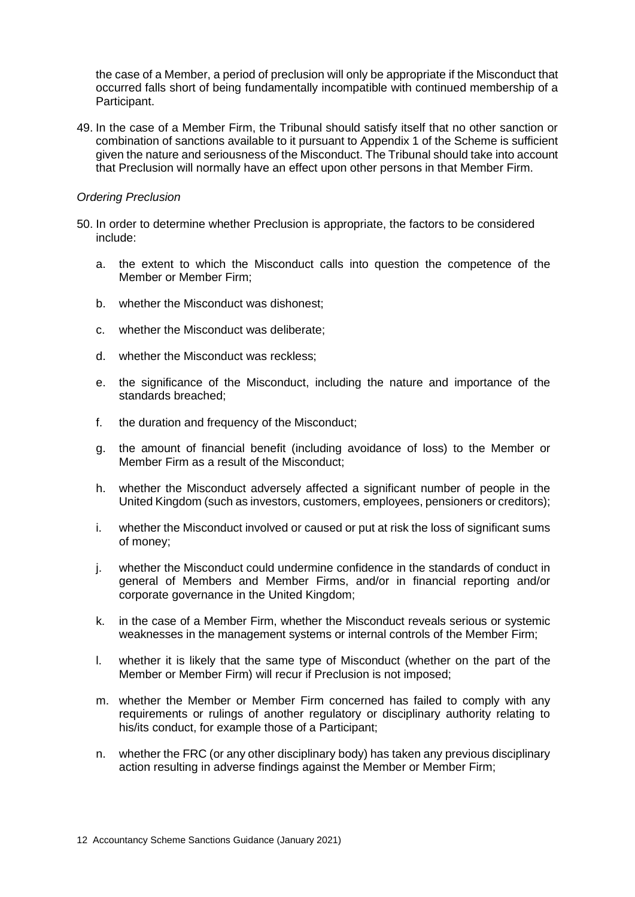the case of a Member, a period of preclusion will only be appropriate if the Misconduct that occurred falls short of being fundamentally incompatible with continued membership of a Participant.

49. In the case of a Member Firm, the Tribunal should satisfy itself that no other sanction or combination of sanctions available to it pursuant to Appendix 1 of the Scheme is sufficient given the nature and seriousness of the Misconduct. The Tribunal should take into account that Preclusion will normally have an effect upon other persons in that Member Firm.

*Ordering Preclusion*

50. In order to determine whether Preclusion is appropriate, the factors to be considered include:

    a. the extent to which the Misconduct calls into question the competence of the Member or Member Firm;

    b. whether the Misconduct was dishonest;

    c. whether the Misconduct was deliberate;

    d. whether the Misconduct was reckless;

    e. the significance of the Misconduct, including the nature and importance of the standards breached;

    f. the duration and frequency of the Misconduct;

    g. the amount of financial benefit (including avoidance of loss) to the Member or Member Firm as a result of the Misconduct;

    h. whether the Misconduct adversely affected a significant number of people in the United Kingdom (such as investors, customers, employees, pensioners or creditors);

    i. whether the Misconduct involved or caused or put at risk the loss of significant sums of money;

    j. whether the Misconduct could undermine confidence in the standards of conduct in general of Members and Member Firms, and/or in financial reporting and/or corporate governance in the United Kingdom;

    k. in the case of a Member Firm, whether the Misconduct reveals serious or systemic weaknesses in the management systems or internal controls of the Member Firm;

    l. whether it is likely that the same type of Misconduct (whether on the part of the Member or Member Firm) will recur if Preclusion is not imposed;

    m. whether the Member or Member Firm concerned has failed to comply with any requirements or rulings of another regulatory or disciplinary authority relating to his/its conduct, for example those of a Participant;

    n. whether the FRC (or any other disciplinary body) has taken any previous disciplinary action resulting in adverse findings against the Member or Member Firm;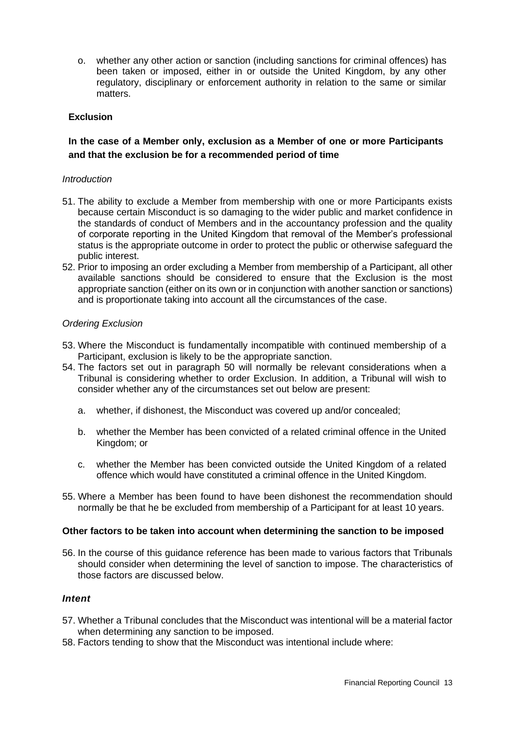o. whether any other action or sanction (including sanctions for criminal offences) has been taken or imposed, either in or outside the United Kingdom, by any other regulatory, disciplinary or enforcement authority in relation to the same or similar matters.

**Exclusion**

**In the case of a Member only, exclusion as a Member of one or more Participants and that the exclusion be for a recommended period of time**

*Introduction*

51. The ability to exclude a Member from membership with one or more Participants exists because certain Misconduct is so damaging to the wider public and market confidence in the standards of conduct of Members and in the accountancy profession and the quality of corporate reporting in the United Kingdom that removal of the Member's professional status is the appropriate outcome in order to protect the public or otherwise safeguard the public interest.
52. Prior to imposing an order excluding a Member from membership of a Participant, all other available sanctions should be considered to ensure that the Exclusion is the most appropriate sanction (either on its own or in conjunction with another sanction or sanctions) and is proportionate taking into account all the circumstances of the case.

*Ordering Exclusion*

53. Where the Misconduct is fundamentally incompatible with continued membership of a Participant, exclusion is likely to be the appropriate sanction.
54. The factors set out in paragraph 50 will normally be relevant considerations when a Tribunal is considering whether to order Exclusion. In addition, a Tribunal will wish to consider whether any of the circumstances set out below are present:

    a. whether, if dishonest, the Misconduct was covered up and/or concealed;

    b. whether the Member has been convicted of a related criminal offence in the United Kingdom; or

    c. whether the Member has been convicted outside the United Kingdom of a related offence which would have constituted a criminal offence in the United Kingdom.

55. Where a Member has been found to have been dishonest the recommendation should normally be that he be excluded from membership of a Participant for at least 10 years.

**Other factors to be taken into account when determining the sanction to be imposed**

56. In the course of this guidance reference has been made to various factors that Tribunals should consider when determining the level of sanction to impose. The characteristics of those factors are discussed below.

***Intent***

57. Whether a Tribunal concludes that the Misconduct was intentional will be a material factor when determining any sanction to be imposed.
58. Factors tending to show that the Misconduct was intentional include where: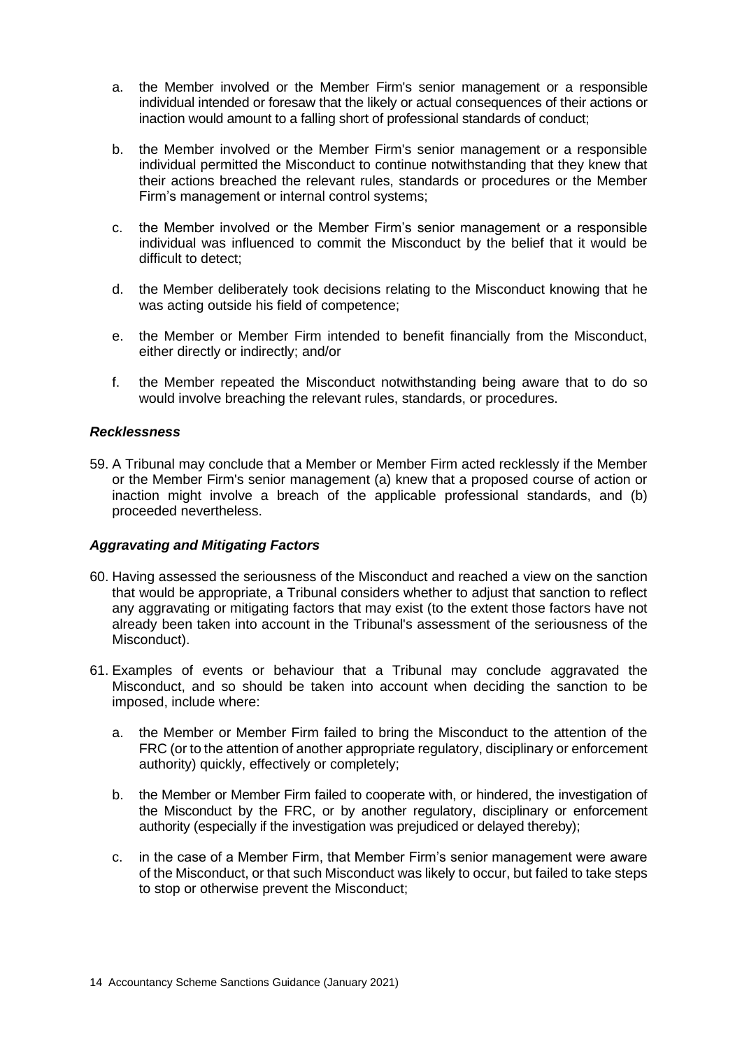a. the Member involved or the Member Firm's senior management or a responsible individual intended or foresaw that the likely or actual consequences of their actions or inaction would amount to a falling short of professional standards of conduct;

b. the Member involved or the Member Firm's senior management or a responsible individual permitted the Misconduct to continue notwithstanding that they knew that their actions breached the relevant rules, standards or procedures or the Member Firm's management or internal control systems;

c. the Member involved or the Member Firm's senior management or a responsible individual was influenced to commit the Misconduct by the belief that it would be difficult to detect;

d. the Member deliberately took decisions relating to the Misconduct knowing that he was acting outside his field of competence;

e. the Member or Member Firm intended to benefit financially from the Misconduct, either directly or indirectly; and/or

f. the Member repeated the Misconduct notwithstanding being aware that to do so would involve breaching the relevant rules, standards, or procedures.

### *Recklessness*

59. A Tribunal may conclude that a Member or Member Firm acted recklessly if the Member or the Member Firm's senior management (a) knew that a proposed course of action or inaction might involve a breach of the applicable professional standards, and (b) proceeded nevertheless.

### *Aggravating and Mitigating Factors*

60. Having assessed the seriousness of the Misconduct and reached a view on the sanction that would be appropriate, a Tribunal considers whether to adjust that sanction to reflect any aggravating or mitigating factors that may exist (to the extent those factors have not already been taken into account in the Tribunal's assessment of the seriousness of the Misconduct).

61. Examples of events or behaviour that a Tribunal may conclude aggravated the Misconduct, and so should be taken into account when deciding the sanction to be imposed, include where:

    a. the Member or Member Firm failed to bring the Misconduct to the attention of the FRC (or to the attention of another appropriate regulatory, disciplinary or enforcement authority) quickly, effectively or completely;

    b. the Member or Member Firm failed to cooperate with, or hindered, the investigation of the Misconduct by the FRC, or by another regulatory, disciplinary or enforcement authority (especially if the investigation was prejudiced or delayed thereby);

    c. in the case of a Member Firm, that Member Firm's senior management were aware of the Misconduct, or that such Misconduct was likely to occur, but failed to take steps to stop or otherwise prevent the Misconduct;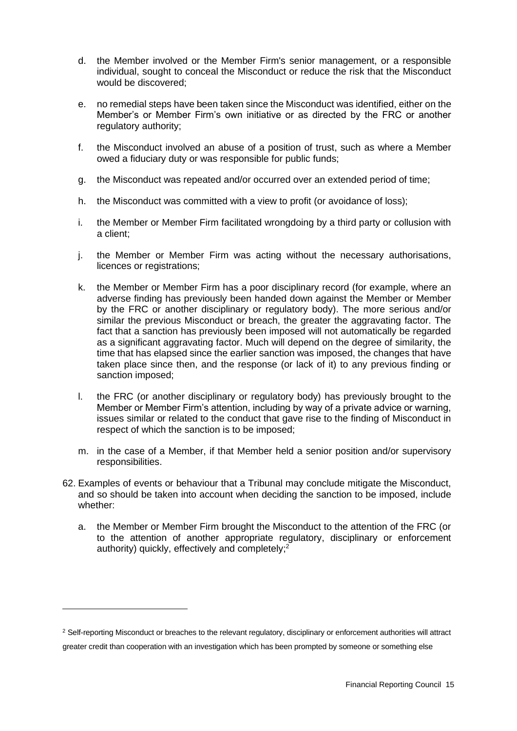d. the Member involved or the Member Firm's senior management, or a responsible individual, sought to conceal the Misconduct or reduce the risk that the Misconduct would be discovered;

e. no remedial steps have been taken since the Misconduct was identified, either on the Member's or Member Firm's own initiative or as directed by the FRC or another regulatory authority;

f. the Misconduct involved an abuse of a position of trust, such as where a Member owed a fiduciary duty or was responsible for public funds;

g. the Misconduct was repeated and/or occurred over an extended period of time;

h. the Misconduct was committed with a view to profit (or avoidance of loss);

i. the Member or Member Firm facilitated wrongdoing by a third party or collusion with a client;

j. the Member or Member Firm was acting without the necessary authorisations, licences or registrations;

k. the Member or Member Firm has a poor disciplinary record (for example, where an adverse finding has previously been handed down against the Member or Member by the FRC or another disciplinary or regulatory body). The more serious and/or similar the previous Misconduct or breach, the greater the aggravating factor. The fact that a sanction has previously been imposed will not automatically be regarded as a significant aggravating factor. Much will depend on the degree of similarity, the time that has elapsed since the earlier sanction was imposed, the changes that have taken place since then, and the response (or lack of it) to any previous finding or sanction imposed;

l. the FRC (or another disciplinary or regulatory body) has previously brought to the Member or Member Firm's attention, including by way of a private advice or warning, issues similar or related to the conduct that gave rise to the finding of Misconduct in respect of which the sanction is to be imposed;

m. in the case of a Member, if that Member held a senior position and/or supervisory responsibilities.

62. Examples of events or behaviour that a Tribunal may conclude mitigate the Misconduct, and so should be taken into account when deciding the sanction to be imposed, include whether:

    a. the Member or Member Firm brought the Misconduct to the attention of the FRC (or to the attention of another appropriate regulatory, disciplinary or enforcement authority) quickly, effectively and completely;[2]

---

[2] Self-reporting Misconduct or breaches to the relevant regulatory, disciplinary or enforcement authorities will attract greater credit than cooperation with an investigation which has been prompted by someone or something else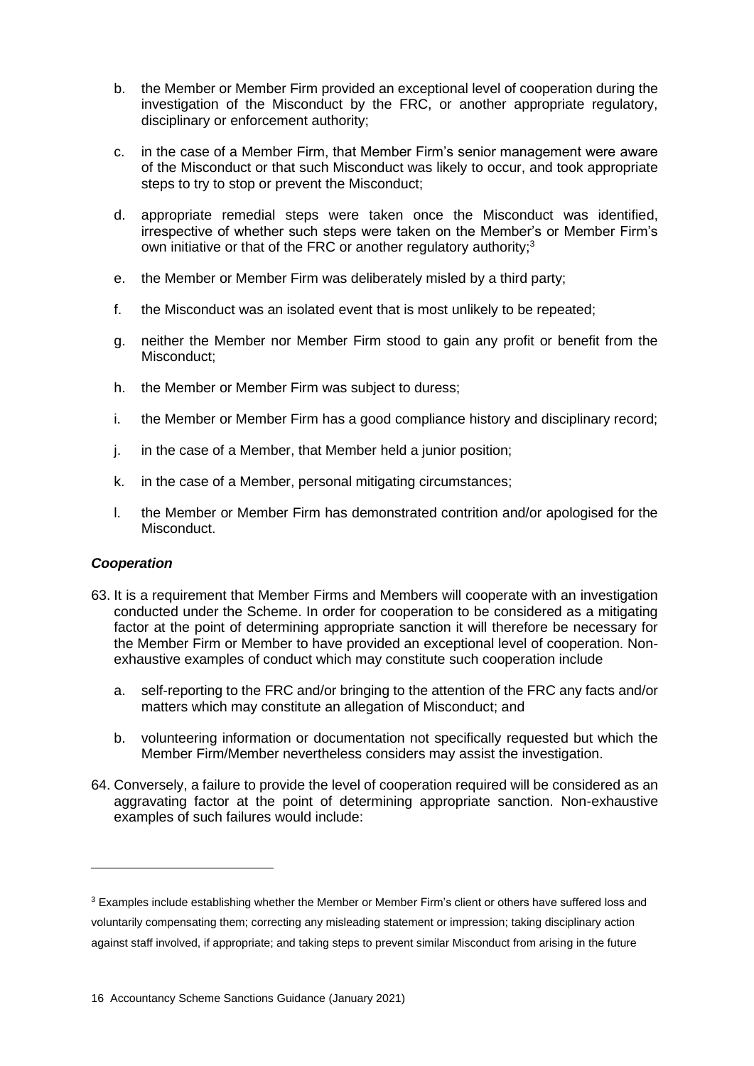b. the Member or Member Firm provided an exceptional level of cooperation during the investigation of the Misconduct by the FRC, or another appropriate regulatory, disciplinary or enforcement authority;

c. in the case of a Member Firm, that Member Firm's senior management were aware of the Misconduct or that such Misconduct was likely to occur, and took appropriate steps to try to stop or prevent the Misconduct;

d. appropriate remedial steps were taken once the Misconduct was identified, irrespective of whether such steps were taken on the Member's or Member Firm's own initiative or that of the FRC or another regulatory authority;[3]

e. the Member or Member Firm was deliberately misled by a third party;

f. the Misconduct was an isolated event that is most unlikely to be repeated;

g. neither the Member nor Member Firm stood to gain any profit or benefit from the Misconduct;

h. the Member or Member Firm was subject to duress;

i. the Member or Member Firm has a good compliance history and disciplinary record;

j. in the case of a Member, that Member held a junior position;

k. in the case of a Member, personal mitigating circumstances;

l. the Member or Member Firm has demonstrated contrition and/or apologised for the Misconduct.

### *Cooperation*

63. It is a requirement that Member Firms and Members will cooperate with an investigation conducted under the Scheme. In order for cooperation to be considered as a mitigating factor at the point of determining appropriate sanction it will therefore be necessary for the Member Firm or Member to have provided an exceptional level of cooperation. Non-exhaustive examples of conduct which may constitute such cooperation include

    a. self-reporting to the FRC and/or bringing to the attention of the FRC any facts and/or matters which may constitute an allegation of Misconduct; and

    b. volunteering information or documentation not specifically requested but which the Member Firm/Member nevertheless considers may assist the investigation.

64. Conversely, a failure to provide the level of cooperation required will be considered as an aggravating factor at the point of determining appropriate sanction. Non-exhaustive examples of such failures would include:

---

[3] Examples include establishing whether the Member or Member Firm's client or others have suffered loss and voluntarily compensating them; correcting any misleading statement or impression; taking disciplinary action against staff involved, if appropriate; and taking steps to prevent similar Misconduct from arising in the future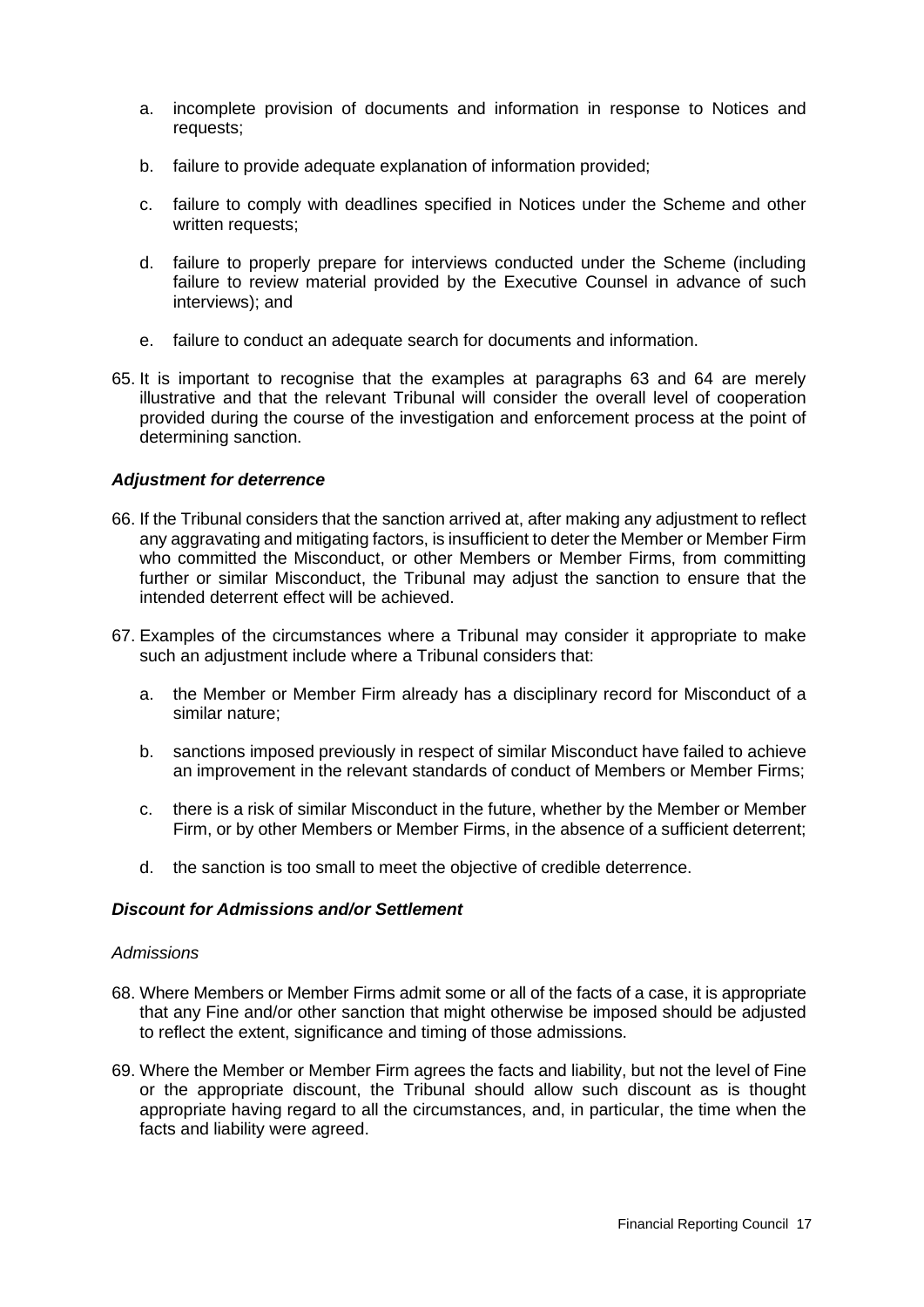a. incomplete provision of documents and information in response to Notices and requests;

b. failure to provide adequate explanation of information provided;

c. failure to comply with deadlines specified in Notices under the Scheme and other written requests;

d. failure to properly prepare for interviews conducted under the Scheme (including failure to review material provided by the Executive Counsel in advance of such interviews); and

e. failure to conduct an adequate search for documents and information.

65. It is important to recognise that the examples at paragraphs 63 and 64 are merely illustrative and that the relevant Tribunal will consider the overall level of cooperation provided during the course of the investigation and enforcement process at the point of determining sanction.

### *Adjustment for deterrence*

66. If the Tribunal considers that the sanction arrived at, after making any adjustment to reflect any aggravating and mitigating factors, is insufficient to deter the Member or Member Firm who committed the Misconduct, or other Members or Member Firms, from committing further or similar Misconduct, the Tribunal may adjust the sanction to ensure that the intended deterrent effect will be achieved.

67. Examples of the circumstances where a Tribunal may consider it appropriate to make such an adjustment include where a Tribunal considers that:

    a. the Member or Member Firm already has a disciplinary record for Misconduct of a similar nature;

    b. sanctions imposed previously in respect of similar Misconduct have failed to achieve an improvement in the relevant standards of conduct of Members or Member Firms;

    c. there is a risk of similar Misconduct in the future, whether by the Member or Member Firm, or by other Members or Member Firms, in the absence of a sufficient deterrent;

    d. the sanction is too small to meet the objective of credible deterrence.

### *Discount for Admissions and/or Settlement*

*Admissions*

68. Where Members or Member Firms admit some or all of the facts of a case, it is appropriate that any Fine and/or other sanction that might otherwise be imposed should be adjusted to reflect the extent, significance and timing of those admissions.

69. Where the Member or Member Firm agrees the facts and liability, but not the level of Fine or the appropriate discount, the Tribunal should allow such discount as is thought appropriate having regard to all the circumstances, and, in particular, the time when the facts and liability were agreed.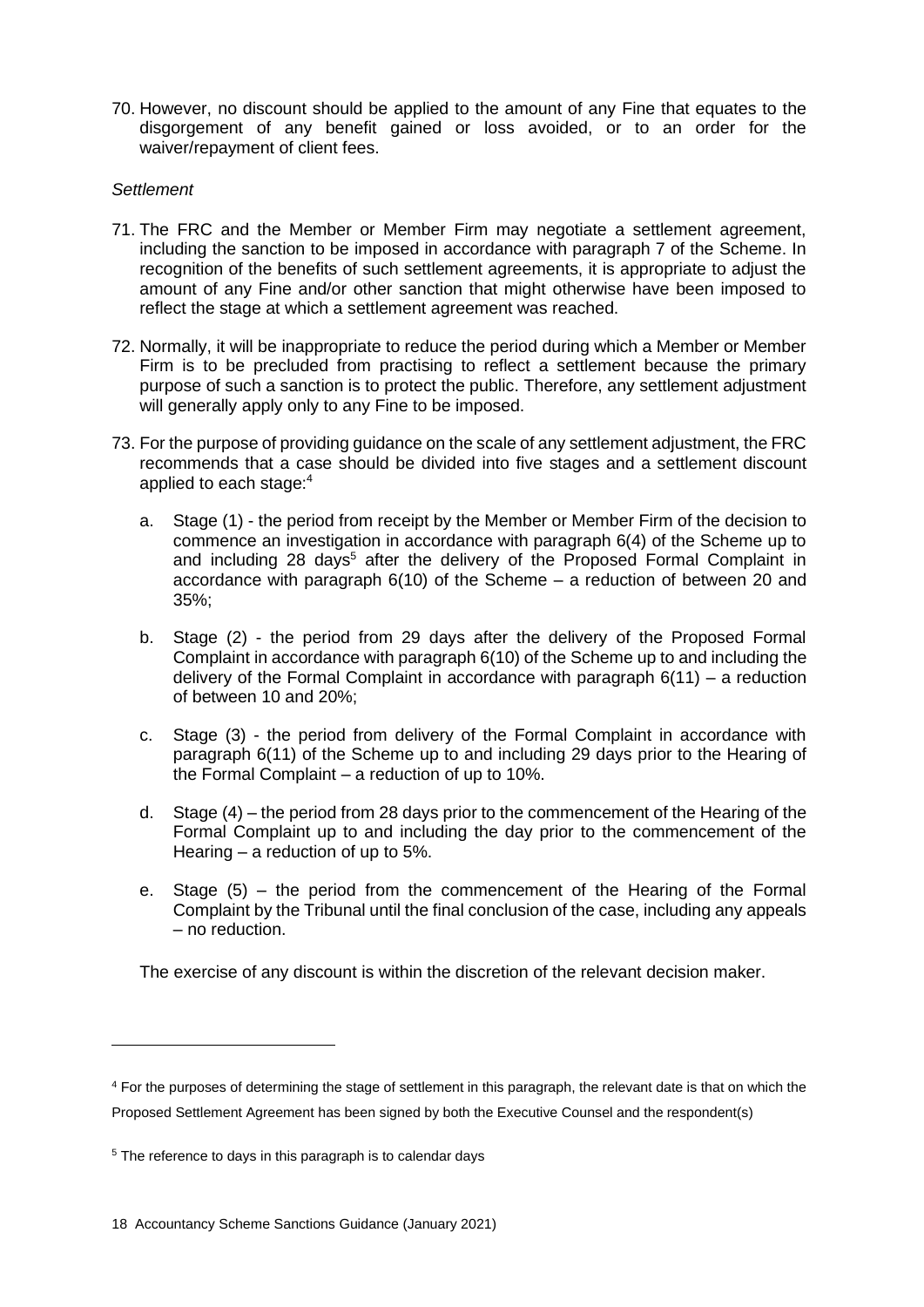70. However, no discount should be applied to the amount of any Fine that equates to the disgorgement of any benefit gained or loss avoided, or to an order for the waiver/repayment of client fees.

*Settlement*

71. The FRC and the Member or Member Firm may negotiate a settlement agreement, including the sanction to be imposed in accordance with paragraph 7 of the Scheme. In recognition of the benefits of such settlement agreements, it is appropriate to adjust the amount of any Fine and/or other sanction that might otherwise have been imposed to reflect the stage at which a settlement agreement was reached.

72. Normally, it will be inappropriate to reduce the period during which a Member or Member Firm is to be precluded from practising to reflect a settlement because the primary purpose of such a sanction is to protect the public. Therefore, any settlement adjustment will generally apply only to any Fine to be imposed.

73. For the purpose of providing guidance on the scale of any settlement adjustment, the FRC recommends that a case should be divided into five stages and a settlement discount applied to each stage:[4]

    a. Stage (1) - the period from receipt by the Member or Member Firm of the decision to commence an investigation in accordance with paragraph 6(4) of the Scheme up to and including 28 days[5] after the delivery of the Proposed Formal Complaint in accordance with paragraph 6(10) of the Scheme – a reduction of between 20 and 35%;

    b. Stage (2) - the period from 29 days after the delivery of the Proposed Formal Complaint in accordance with paragraph 6(10) of the Scheme up to and including the delivery of the Formal Complaint in accordance with paragraph 6(11) – a reduction of between 10 and 20%;

    c. Stage (3) - the period from delivery of the Formal Complaint in accordance with paragraph 6(11) of the Scheme up to and including 29 days prior to the Hearing of the Formal Complaint – a reduction of up to 10%.

    d. Stage (4) – the period from 28 days prior to the commencement of the Hearing of the Formal Complaint up to and including the day prior to the commencement of the Hearing – a reduction of up to 5%.

    e. Stage (5) – the period from the commencement of the Hearing of the Formal Complaint by the Tribunal until the final conclusion of the case, including any appeals – no reduction.

    The exercise of any discount is within the discretion of the relevant decision maker.

---

[4] For the purposes of determining the stage of settlement in this paragraph, the relevant date is that on which the Proposed Settlement Agreement has been signed by both the Executive Counsel and the respondent(s)

[5] The reference to days in this paragraph is to calendar days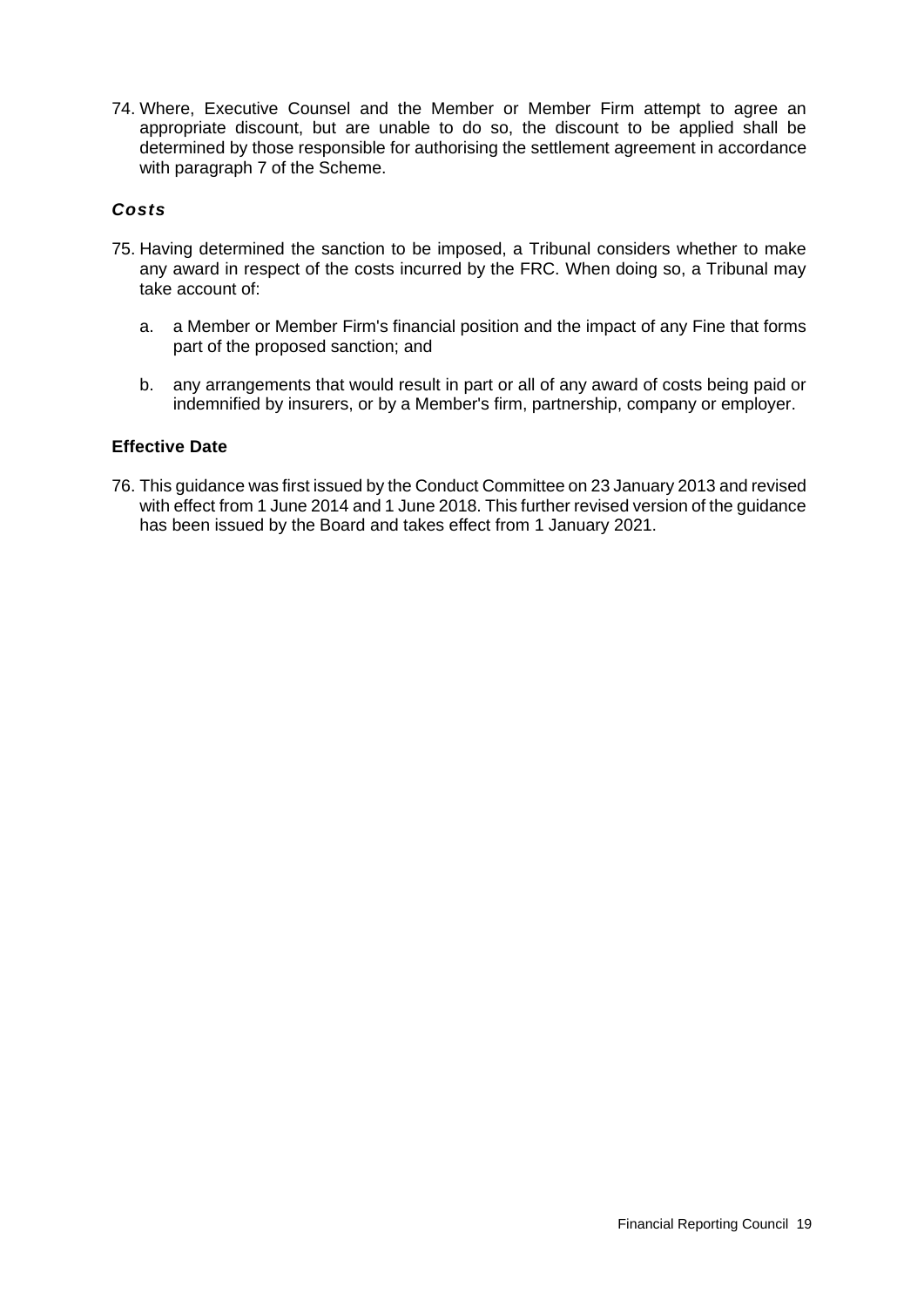74. Where, Executive Counsel and the Member or Member Firm attempt to agree an appropriate discount, but are unable to do so, the discount to be applied shall be determined by those responsible for authorising the settlement agreement in accordance with paragraph 7 of the Scheme.

### *Costs*

75. Having determined the sanction to be imposed, a Tribunal considers whether to make any award in respect of the costs incurred by the FRC. When doing so, a Tribunal may take account of:

    a. a Member or Member Firm's financial position and the impact of any Fine that forms part of the proposed sanction; and

    b. any arrangements that would result in part or all of any award of costs being paid or indemnified by insurers, or by a Member's firm, partnership, company or employer.

### **Effective Date**

76. This guidance was first issued by the Conduct Committee on 23 January 2013 and revised with effect from 1 June 2014 and 1 June 2018. This further revised version of the guidance has been issued by the Board and takes effect from 1 January 2021.